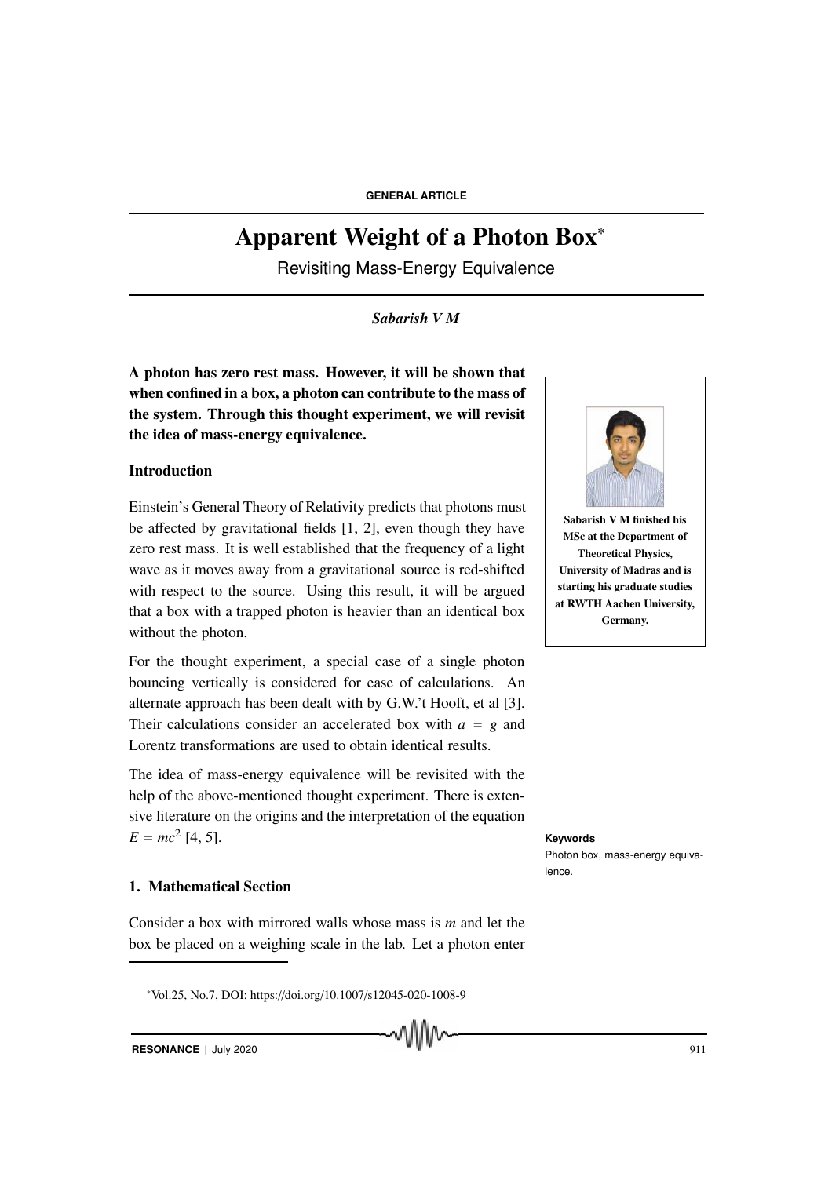GENERAL ARTICLE

# Apparent Weight of a Photon Box*

Revisiting Mass-Energy Equivalence

*Sabarish V M*

**A photon has zero rest mass. However, it will be shown that when confined in a box, a photon can contribute to the mass of the system. Through this thought experiment, we will revisit the idea of mass-energy equivalence.**

**Sabarish V M finished his MSc at the Department of Theoretical Physics, University of Madras and is starting his graduate studies at RWTH Aachen University, Germany.**

## Introduction

Einstein's General Theory of Relativity predicts that photons must be affected by gravitational fields [1, 2], even though they have zero rest mass. It is well established that the frequency of a light wave as it moves away from a gravitational source is red-shifted with respect to the source. Using this result, it will be argued that a box with a trapped photon is heavier than an identical box without the photon.

For the thought experiment, a special case of a single photon bouncing vertically is considered for ease of calculations. An alternate approach has been dealt with by G.W.'t Hooft, et al [3]. Their calculations consider an accelerated box with $a = g$ and Lorentz transformations are used to obtain identical results.

The idea of mass-energy equivalence will be revisited with the help of the above-mentioned thought experiment. There is extensive literature on the origins and the interpretation of the equation $E = mc^2$ [4, 5].

**Keywords**

Photon box, mass-energy equivalence.

## 1. Mathematical Section

Consider a box with mirrored walls whose mass is $m$ and let the box be placed on a weighing scale in the lab. Let a photon enter

*Vol.25, No.7, DOI: https://doi.org/10.1007/s12045-020-1008-9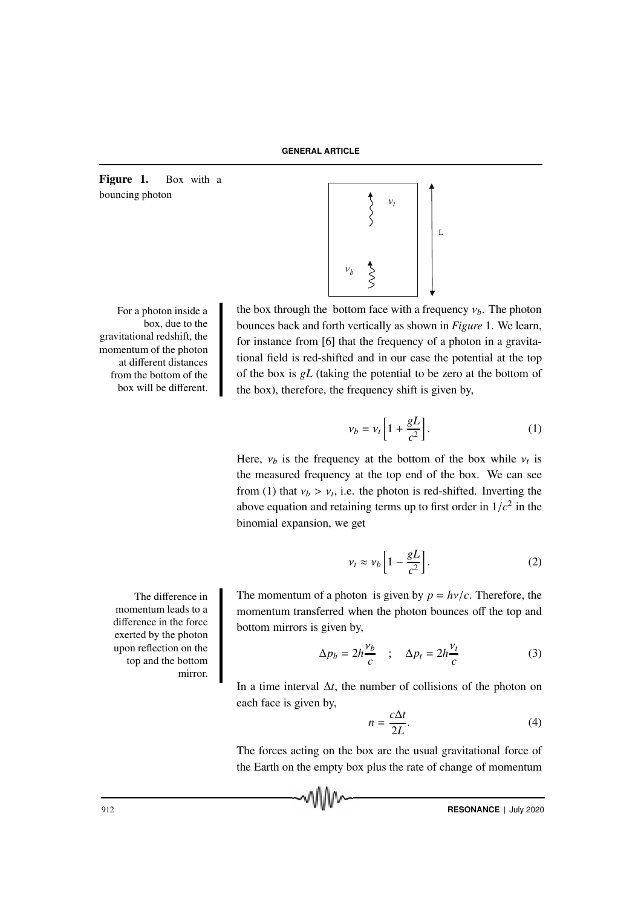**Figure 1.** Box with a bouncing photon

For a photon inside a box, due to the gravitational redshift, the momentum of the photon at different distances from the bottom of the box will be different.

the box through the bottom face with a frequency $\nu_b$. The photon bounces back and forth vertically as shown in *Figure* 1. We learn, for instance from [6] that the frequency of a photon in a gravitational field is red-shifted and in our case the potential at the top of the box is $gL$ (taking the potential to be zero at the bottom of the box), therefore, the frequency shift is given by,

$$\nu_b = \nu_t \left[1 + \frac{gL}{c^2}\right]. \tag{1}$$

Here, $\nu_b$ is the frequency at the bottom of the box while $\nu_t$ is the measured frequency at the top end of the box. We can see from (1) that $\nu_b > \nu_t$, i.e. the photon is red-shifted. Inverting the above equation and retaining terms up to first order in $1/c^2$ in the binomial expansion, we get

$$\nu_t \approx \nu_b \left[1 - \frac{gL}{c^2}\right]. \tag{2}$$

The difference in momentum leads to a difference in the force exerted by the photon upon reflection on the top and the bottom mirror.

The momentum of a photon is given by $p = h\nu/c$. Therefore, the momentum transferred when the photon bounces off the top and bottom mirrors is given by,

$$\Delta p_b = 2h\frac{\nu_b}{c} \quad ; \quad \Delta p_t = 2h\frac{\nu_t}{c} \tag{3}$$

In a time interval $\Delta t$, the number of collisions of the photon on each face is given by,

$$n = \frac{c\Delta t}{2L}. \tag{4}$$

The forces acting on the box are the usual gravitational force of the Earth on the empty box plus the rate of change of momentum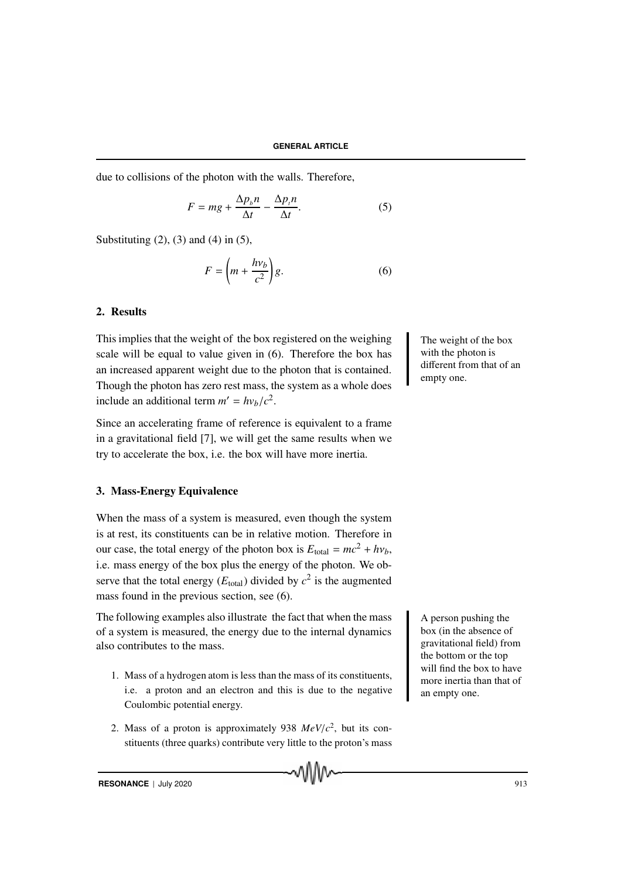due to collisions of the photon with the walls. Therefore,

$$F = mg + \frac{\Delta p_b n}{\Delta t} - \frac{\Delta p_t n}{\Delta t}. \quad (5)$$

Substituting (2), (3) and (4) in (5),

$$F = \left(m + \frac{h\nu_b}{c^2}\right) g. \quad (6)$$

## 2. Results

This implies that the weight of the box registered on the weighing scale will be equal to value given in (6). Therefore the box has an increased apparent weight due to the photon that is contained. Though the photon has zero rest mass, the system as a whole does include an additional term $m' = h\nu_b/c^2$.

The weight of the box with the photon is different from that of an empty one.

Since an accelerating frame of reference is equivalent to a frame in a gravitational field [7], we will get the same results when we try to accelerate the box, i.e. the box will have more inertia.

## 3. Mass-Energy Equivalence

When the mass of a system is measured, even though the system is at rest, its constituents can be in relative motion. Therefore in our case, the total energy of the photon box is $E_{\text{total}} = mc^2 + h\nu_b$, i.e. mass energy of the box plus the energy of the photon. We observe that the total energy ($E_{\text{total}}$) divided by $c^2$ is the augmented mass found in the previous section, see (6).

The following examples also illustrate the fact that when the mass of a system is measured, the energy due to the internal dynamics also contributes to the mass.

A person pushing the box (in the absence of gravitational field) from the bottom or the top will find the box to have more inertia than that of an empty one.

1. Mass of a hydrogen atom is less than the mass of its constituents, i.e. a proton and an electron and this is due to the negative Coulombic potential energy.

2. Mass of a proton is approximately 938 $MeV/c^2$, but its constituents (three quarks) contribute very little to the proton's mass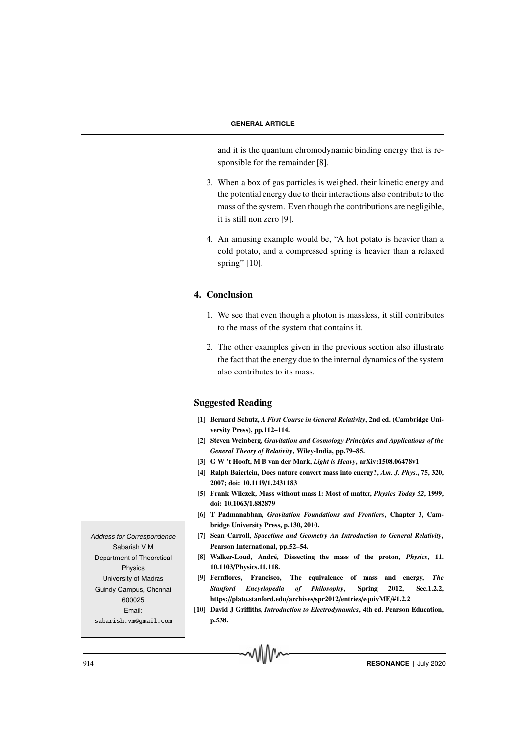and it is the quantum chromodynamic binding energy that is responsible for the remainder [8].

3. When a box of gas particles is weighed, their kinetic energy and the potential energy due to their interactions also contribute to the mass of the system. Even though the contributions are negligible, it is still non zero [9].

4. An amusing example would be, "A hot potato is heavier than a cold potato, and a compressed spring is heavier than a relaxed spring" [10].

## 4. Conclusion

1. We see that even though a photon is massless, it still contributes to the mass of the system that contains it.

2. The other examples given in the previous section also illustrate the fact that the energy due to the internal dynamics of the system also contributes to its mass.

## Suggested Reading

**[1] Bernard Schutz, *A First Course in General Relativity*, 2nd ed. (Cambridge University Press), pp.112–114.**

**[2] Steven Weinberg, *Gravitation and Cosmology Principles and Applications of the General Theory of Relativity*, Wiley-India, pp.79–85.**

**[3] G W 't Hooft, M B van der Mark, *Light is Heavy*, arXiv:1508.06478v1**

**[4] Ralph Baierlein, Does nature convert mass into energy?, *Am. J. Phys*., 75, 320, 2007; doi: 10.1119/1.2431183**

**[5] Frank Wilczek, Mass without mass I: Most of matter, *Physics Today 52*, 1999, doi: 10.1063/1.882879**

**[6] T Padmanabhan, *Gravitation Foundations and Frontiers*, Chapter 3, Cambridge University Press, p.130, 2010.**

**[7] Sean Carroll, *Spacetime and Geometry An Introduction to General Relativity*, Pearson International, pp.52–54.**

**[8] Walker-Loud, André, Dissecting the mass of the proton, *Physics*, 11. 10.1103/Physics.11.118.**

**[9] Fernflores, Francisco, The equivalence of mass and energy, *The Stanford Encyclopedia of Philosophy*, Spring 2012, Sec.1.2.2, https://plato.stanford.edu/archives/spr2012/entries/equivME/#1.2.2**

**[10] David J Griffiths, *Introduction to Electrodynamics*, 4th ed. Pearson Education, p.538.**

*Address for Correspondence*
Sabarish V M
Department of Theoretical Physics
University of Madras
Guindy Campus, Chennai 600025
Email:
sabarish.vm@gmail.com